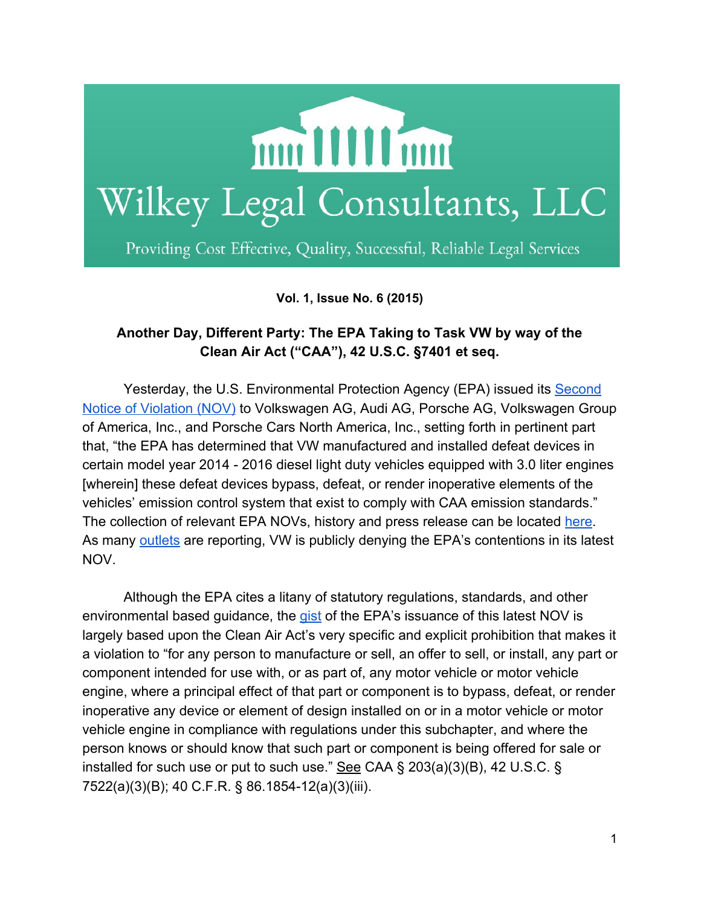# Wilkey Legal Consultants, LLC

Providing Cost Effective, Quality, Successful, Reliable Legal Services

**Vol. 1, Issue No. 6 (2015)**

## Another Day, Different Party: The EPA Taking to Task VW by way of the Clean Air Act ("CAA"), 42 U.S.C. §7401 et seq.

Yesterday, the U.S. Environmental Protection Agency (EPA) issued its Second Notice of Violation (NOV) to Volkswagen AG, Audi AG, Porsche AG, Volkswagen Group of America, Inc., and Porsche Cars North America, Inc., setting forth in pertinent part that, "the EPA has determined that VW manufactured and installed defeat devices in certain model year 2014 - 2016 diesel light duty vehicles equipped with 3.0 liter engines [wherein] these defeat devices bypass, defeat, or render inoperative elements of the vehicles' emission control system that exist to comply with CAA emission standards." The collection of relevant EPA NOVs, history and press release can be located here. As many outlets are reporting, VW is publicly denying the EPA's contentions in its latest NOV.

Although the EPA cites a litany of statutory regulations, standards, and other environmental based guidance, the gist of the EPA's issuance of this latest NOV is largely based upon the Clean Air Act's very specific and explicit prohibition that makes it a violation to "for any person to manufacture or sell, an offer to sell, or install, any part or component intended for use with, or as part of, any motor vehicle or motor vehicle engine, where a principal effect of that part or component is to bypass, defeat, or render inoperative any device or element of design installed on or in a motor vehicle or motor vehicle engine in compliance with regulations under this subchapter, and where the person knows or should know that such part or component is being offered for sale or installed for such use or put to such use." See CAA § 203(a)(3)(B), 42 U.S.C. § 7522(a)(3)(B); 40 C.F.R. § 86.1854-12(a)(3)(iii).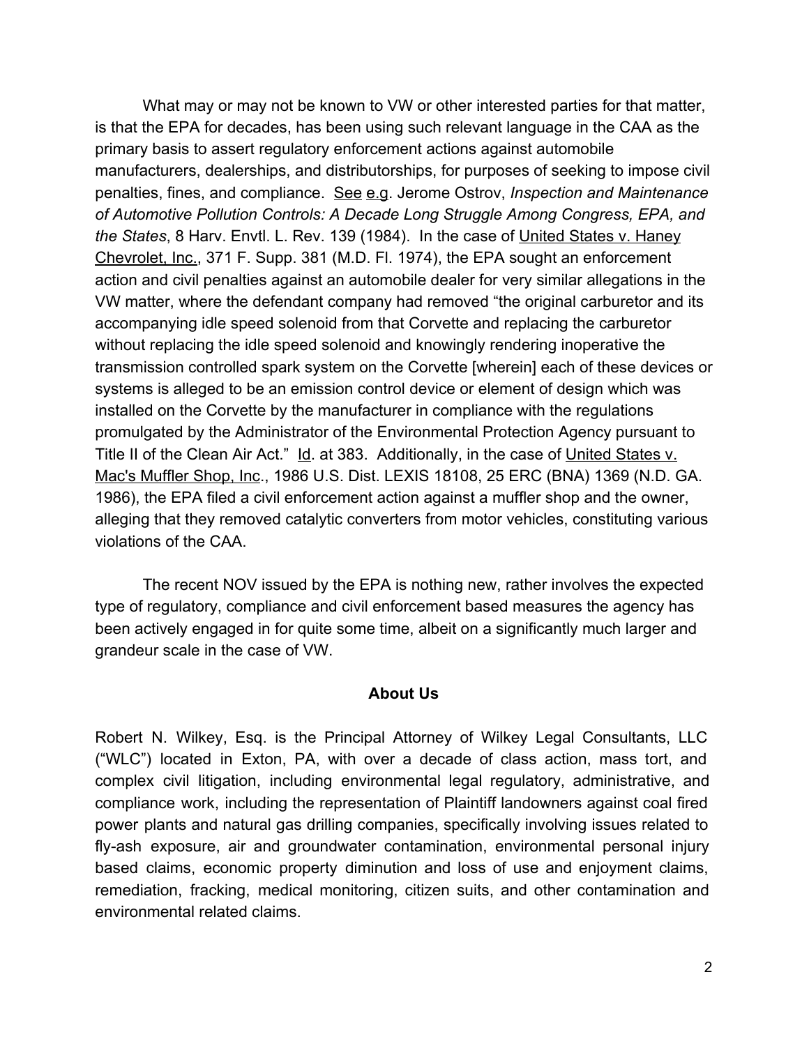What may or may not be known to VW or other interested parties for that matter, is that the EPA for decades, has been using such relevant language in the CAA as the primary basis to assert regulatory enforcement actions against automobile manufacturers, dealerships, and distributorships, for purposes of seeking to impose civil penalties, fines, and compliance. See e.g. Jerome Ostrov, *Inspection and Maintenance of Automotive Pollution Controls: A Decade Long Struggle Among Congress, EPA, and the States*, 8 Harv. Envtl. L. Rev. 139 (1984). In the case of United States v. Haney Chevrolet, Inc., 371 F. Supp. 381 (M.D. Fl. 1974), the EPA sought an enforcement action and civil penalties against an automobile dealer for very similar allegations in the VW matter, where the defendant company had removed "the original carburetor and its accompanying idle speed solenoid from that Corvette and replacing the carburetor without replacing the idle speed solenoid and knowingly rendering inoperative the transmission controlled spark system on the Corvette [wherein] each of these devices or systems is alleged to be an emission control device or element of design which was installed on the Corvette by the manufacturer in compliance with the regulations promulgated by the Administrator of the Environmental Protection Agency pursuant to Title II of the Clean Air Act." Id. at 383. Additionally, in the case of United States v. Mac's Muffler Shop, Inc., 1986 U.S. Dist. LEXIS 18108, 25 ERC (BNA) 1369 (N.D. GA. 1986), the EPA filed a civil enforcement action against a muffler shop and the owner, alleging that they removed catalytic converters from motor vehicles, constituting various violations of the CAA.

The recent NOV issued by the EPA is nothing new, rather involves the expected type of regulatory, compliance and civil enforcement based measures the agency has been actively engaged in for quite some time, albeit on a significantly much larger and grandeur scale in the case of VW.

## About Us

Robert N. Wilkey, Esq. is the Principal Attorney of Wilkey Legal Consultants, LLC ("WLC") located in Exton, PA, with over a decade of class action, mass tort, and complex civil litigation, including environmental legal regulatory, administrative, and compliance work, including the representation of Plaintiff landowners against coal fired power plants and natural gas drilling companies, specifically involving issues related to fly-ash exposure, air and groundwater contamination, environmental personal injury based claims, economic property diminution and loss of use and enjoyment claims, remediation, fracking, medical monitoring, citizen suits, and other contamination and environmental related claims.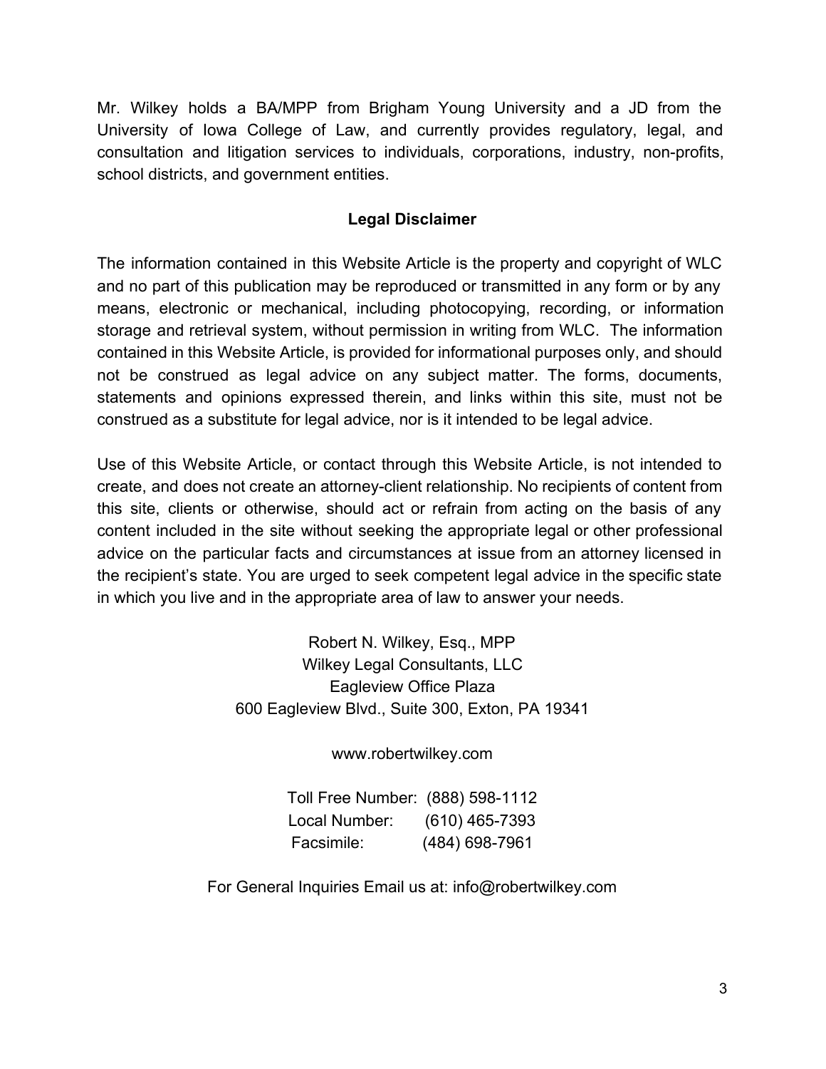Mr. Wilkey holds a BA/MPP from Brigham Young University and a JD from the University of Iowa College of Law, and currently provides regulatory, legal, and consultation and litigation services to individuals, corporations, industry, non-profits, school districts, and government entities.

## Legal Disclaimer

The information contained in this Website Article is the property and copyright of WLC and no part of this publication may be reproduced or transmitted in any form or by any means, electronic or mechanical, including photocopying, recording, or information storage and retrieval system, without permission in writing from WLC. The information contained in this Website Article, is provided for informational purposes only, and should not be construed as legal advice on any subject matter. The forms, documents, statements and opinions expressed therein, and links within this site, must not be construed as a substitute for legal advice, nor is it intended to be legal advice.

Use of this Website Article, or contact through this Website Article, is not intended to create, and does not create an attorney-client relationship. No recipients of content from this site, clients or otherwise, should act or refrain from acting on the basis of any content included in the site without seeking the appropriate legal or other professional advice on the particular facts and circumstances at issue from an attorney licensed in the recipient's state. You are urged to seek competent legal advice in the specific state in which you live and in the appropriate area of law to answer your needs.

Robert N. Wilkey, Esq., MPP
Wilkey Legal Consultants, LLC
Eagleview Office Plaza
600 Eagleview Blvd., Suite 300, Exton, PA 19341

www.robertwilkey.com

Toll Free Number: (888) 598-1112
Local Number: (610) 465-7393
Facsimile: (484) 698-7961

For General Inquiries Email us at: info@robertwilkey.com